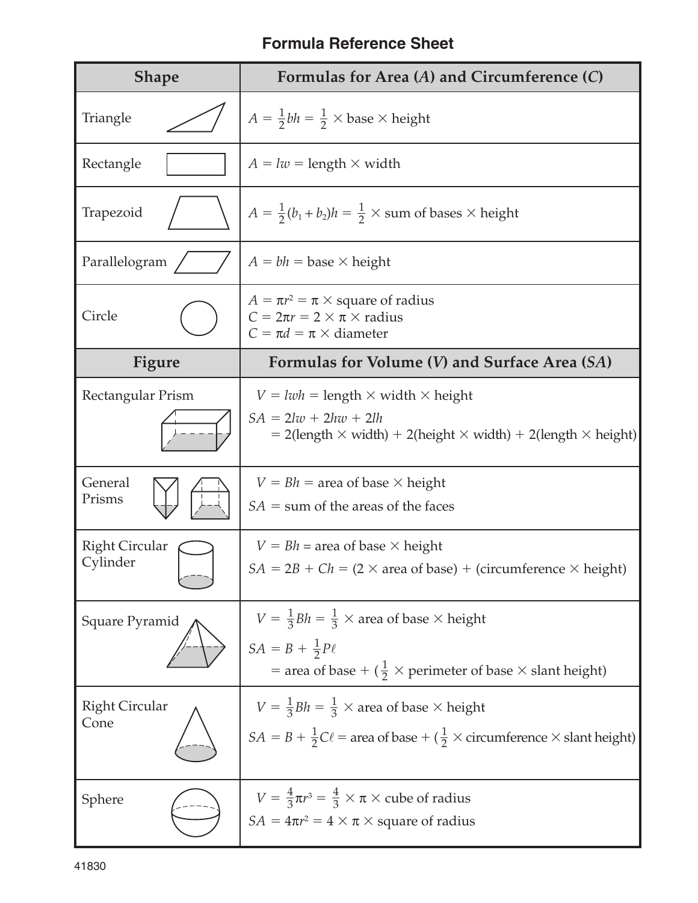## Formula Reference Sheet

| Shape | Formulas for Area ($A$) and Circumference ($C$) |
|---|---|
| Triangle | $A = \frac{1}{2}bh = \frac{1}{2} \times$ base $\times$ height |
| Rectangle | $A = lw =$ length $\times$ width |
| Trapezoid | $A = \frac{1}{2}(b_1 + b_2)h = \frac{1}{2} \times$ sum of bases $\times$ height |
| Parallelogram | $A = bh =$ base $\times$ height |
| Circle | $A = \pi r^2 = \pi \times$ square of radius<br>$C = 2\pi r = 2 \times \pi \times$ radius<br>$C = \pi d = \pi \times$ diameter |
| **Figure** | **Formulas for Volume ($V$) and Surface Area ($SA$)** |
| Rectangular Prism | $V = lwh =$ length $\times$ width $\times$ height<br>$SA = 2lw + 2hw + 2lh$<br>$= 2$(length $\times$ width) $+ 2$(height $\times$ width) $+ 2$(length $\times$ height) |
| General Prisms | $V = Bh =$ area of base $\times$ height<br>$SA =$ sum of the areas of the faces |
| Right Circular Cylinder | $V = Bh =$ area of base $\times$ height<br>$SA = 2B + Ch = (2 \times$ area of base$) + ($circumference $\times$ height$)$ |
| Square Pyramid | $V = \frac{1}{3}Bh = \frac{1}{3} \times$ area of base $\times$ height<br>$SA = B + \frac{1}{2}P\ell$<br>$=$ area of base $+ (\frac{1}{2} \times$ perimeter of base $\times$ slant height$)$ |
| Right Circular Cone | $V = \frac{1}{3}Bh = \frac{1}{3} \times$ area of base $\times$ height<br>$SA = B + \frac{1}{2}C\ell =$ area of base $+ (\frac{1}{2} \times$ circumference $\times$ slant height$)$ |
| Sphere | $V = \frac{4}{3}\pi r^3 = \frac{4}{3} \times \pi \times$ cube of radius<br>$SA = 4\pi r^2 = 4 \times \pi \times$ square of radius |

41830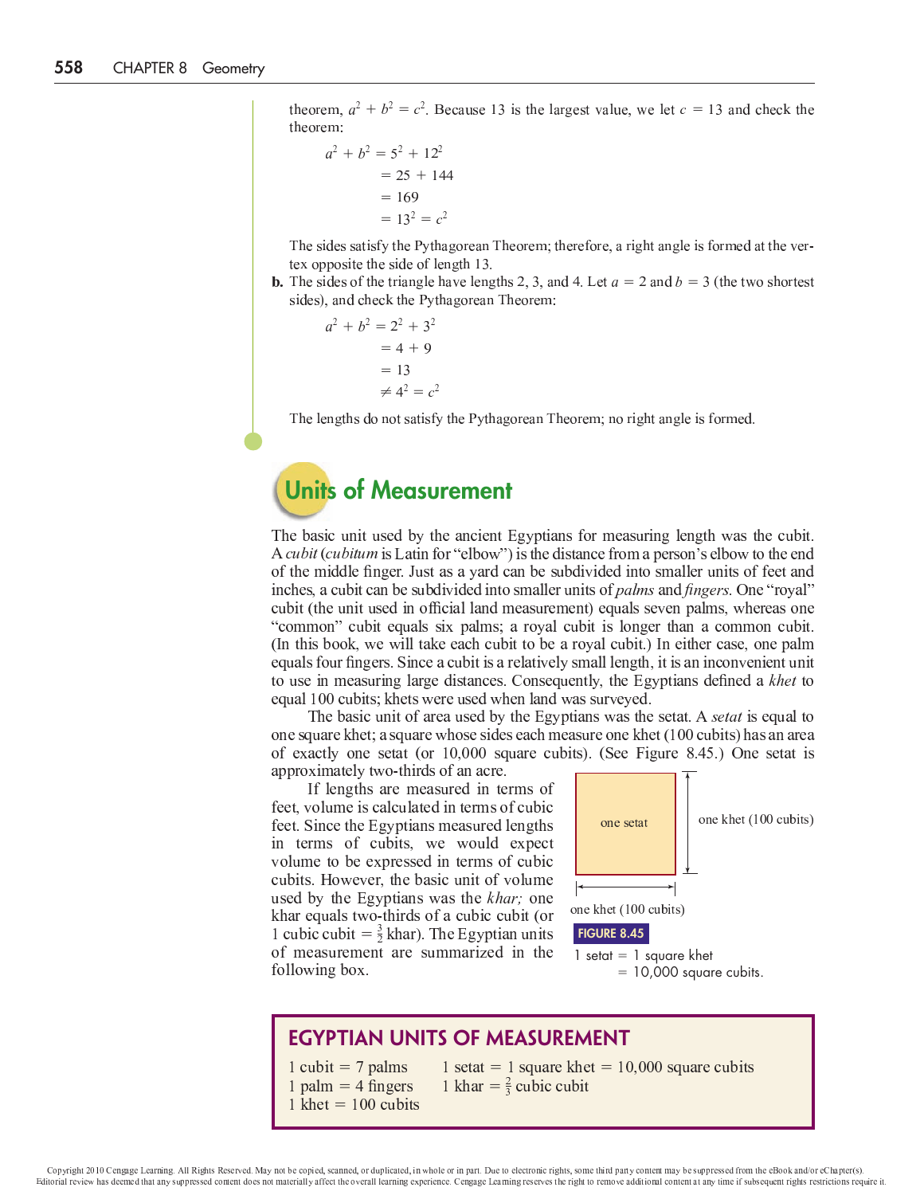theorem, $a^2 + b^2 = c^2$. Because 13 is the largest value, we let $c = 13$ and check the theorem:

$$\begin{aligned} a^2 + b^2 &= 5^2 + 12^2 \\ &= 25 + 144 \\ &= 169 \\ &= 13^2 = c^2 \end{aligned}$$

The sides satisfy the Pythagorean Theorem; therefore, a right angle is formed at the vertex opposite the side of length 13.

**b.** The sides of the triangle have lengths 2, 3, and 4. Let $a = 2$ and $b = 3$ (the two shortest sides), and check the Pythagorean Theorem:

$$\begin{aligned} a^2 + b^2 &= 2^2 + 3^2 \\ &= 4 + 9 \\ &= 13 \\ &\neq 4^2 = c^2 \end{aligned}$$

The lengths do not satisfy the Pythagorean Theorem; no right angle is formed.

## Units of Measurement

The basic unit used by the ancient Egyptians for measuring length was the cubit. A *cubit* (*cubitum* is Latin for "elbow") is the distance from a person's elbow to the end of the middle finger. Just as a yard can be subdivided into smaller units of feet and inches, a cubit can be subdivided into smaller units of *palms* and *fingers.* One "royal" cubit (the unit used in official land measurement) equals seven palms, whereas one "common" cubit equals six palms; a royal cubit is longer than a common cubit. (In this book, we will take each cubit to be a royal cubit.) In either case, one palm equals four fingers. Since a cubit is a relatively small length, it is an inconvenient unit to use in measuring large distances. Consequently, the Egyptians defined a *khet* to equal 100 cubits; khets were used when land was surveyed.

The basic unit of area used by the Egyptians was the setat. A *setat* is equal to one square khet; a square whose sides each measure one khet (100 cubits) has an area of exactly one setat (or 10,000 square cubits). (See Figure 8.45.) One setat is approximately two-thirds of an acre.

If lengths are measured in terms of feet, volume is calculated in terms of cubic feet. Since the Egyptians measured lengths in terms of cubits, we would expect volume to be expressed in terms of cubic cubits. However, the basic unit of volume used by the Egyptians was the *khar;* one khar equals two-thirds of a cubic cubit (or 1 cubic cubit $= \frac{3}{2}$ khar). The Egyptian units of measurement are summarized in the following box.

one setat

one khet (100 cubits)

one khet (100 cubits)

**FIGURE 8.45**
1 setat = 1 square khet = 10,000 square cubits.

### EGYPTIAN UNITS OF MEASUREMENT

1 cubit = 7 palms
1 palm = 4 fingers
1 khet = 100 cubits
1 setat = 1 square khet = 10,000 square cubits
1 khar = $\frac{2}{3}$ cubic cubit